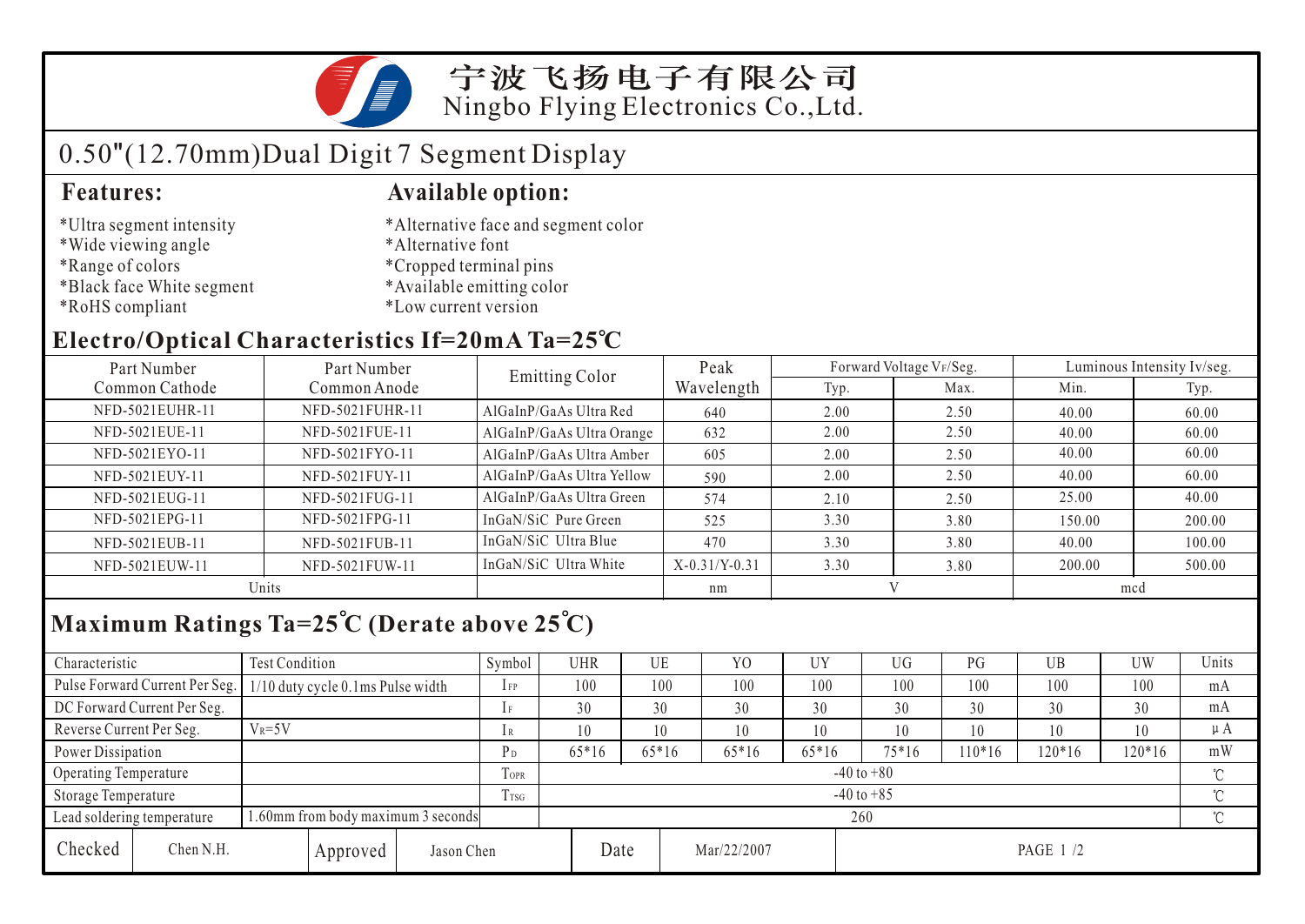# 宁波飞扬电子有限公司
# Ningbo Flying Electronics Co.,Ltd.

## 0.50"(12.70mm)Dual Digit 7 Segment Display

### Features:

*Ultra segment intensity
*Wide viewing angle
*Range of colors
*Black face White segment
*RoHS compliant

### Available option:

*Alternative face and segment color
*Alternative font
*Cropped terminal pins
*Available emitting color
*Low current version

### Electro/Optical Characteristics If=20mA Ta=25℃

| Part Number Common Cathode | Part Number Common Anode | Emitting Color | Peak Wavelength | Forward Voltage $V_F$/Seg. | | Luminous Intensity Iv/seg. | |
|---|---|---|---|---|---|---|---|
| | | | | Typ. | Max. | Min. | Typ. |
| NFD-5021EUHR-11 | NFD-5021FUHR-11 | AlGaInP/GaAs Ultra Red | 640 | 2.00 | 2.50 | 40.00 | 60.00 |
| NFD-5021EUE-11 | NFD-5021FUE-11 | AlGaInP/GaAs Ultra Orange | 632 | 2.00 | 2.50 | 40.00 | 60.00 |
| NFD-5021EYO-11 | NFD-5021FYO-11 | AlGaInP/GaAs Ultra Amber | 605 | 2.00 | 2.50 | 40.00 | 60.00 |
| NFD-5021EUY-11 | NFD-5021FUY-11 | AlGaInP/GaAs Ultra Yellow | 590 | 2.00 | 2.50 | 40.00 | 60.00 |
| NFD-5021EUG-11 | NFD-5021FUG-11 | AlGaInP/GaAs Ultra Green | 574 | 2.10 | 2.50 | 25.00 | 40.00 |
| NFD-5021EPG-11 | NFD-5021FPG-11 | InGaN/SiC Pure Green | 525 | 3.30 | 3.80 | 150.00 | 200.00 |
| NFD-5021EUB-11 | NFD-5021FUB-11 | InGaN/SiC Ultra Blue | 470 | 3.30 | 3.80 | 40.00 | 100.00 |
| NFD-5021EUW-11 | NFD-5021FUW-11 | InGaN/SiC Ultra White | X-0.31/Y-0.31 | 3.30 | 3.80 | 200.00 | 500.00 |
| Units | | | nm | V | | mcd | |

### Maximum Ratings Ta=25℃ (Derate above 25℃)

| Characteristic | Test Condition | Symbol | UHR | UE | YO | UY | UG | PG | UB | UW | Units |
|---|---|---|---|---|---|---|---|---|---|---|---|
| Pulse Forward Current Per Seg. | 1/10 duty cycle 0.1ms Pulse width | $I_{FP}$ | 100 | 100 | 100 | 100 | 100 | 100 | 100 | 100 | mA |
| DC Forward Current Per Seg. | | $I_F$ | 30 | 30 | 30 | 30 | 30 | 30 | 30 | 30 | mA |
| Reverse Current Per Seg. | $V_R$=5V | $I_R$ | 10 | 10 | 10 | 10 | 10 | 10 | 10 | 10 | μA |
| Power Dissipation | | $P_D$ | 65*16 | 65*16 | 65*16 | 65*16 | 75*16 | 110*16 | 120*16 | 120*16 | mW |
| Operating Temperature | | $T_{OPR}$ | -40 to +80 | | | | | | | | ℃ |
| Storage Temperature | | $T_{TSG}$ | -40 to +85 | | | | | | | | ℃ |
| Lead soldering temperature | 1.60mm from body maximum 3 seconds | | 260 | | | | | | | | ℃ |

| Checked | Chen N.H. | Approved | Jason Chen | Date | Mar/22/2007 |
|---|---|---|---|---|---|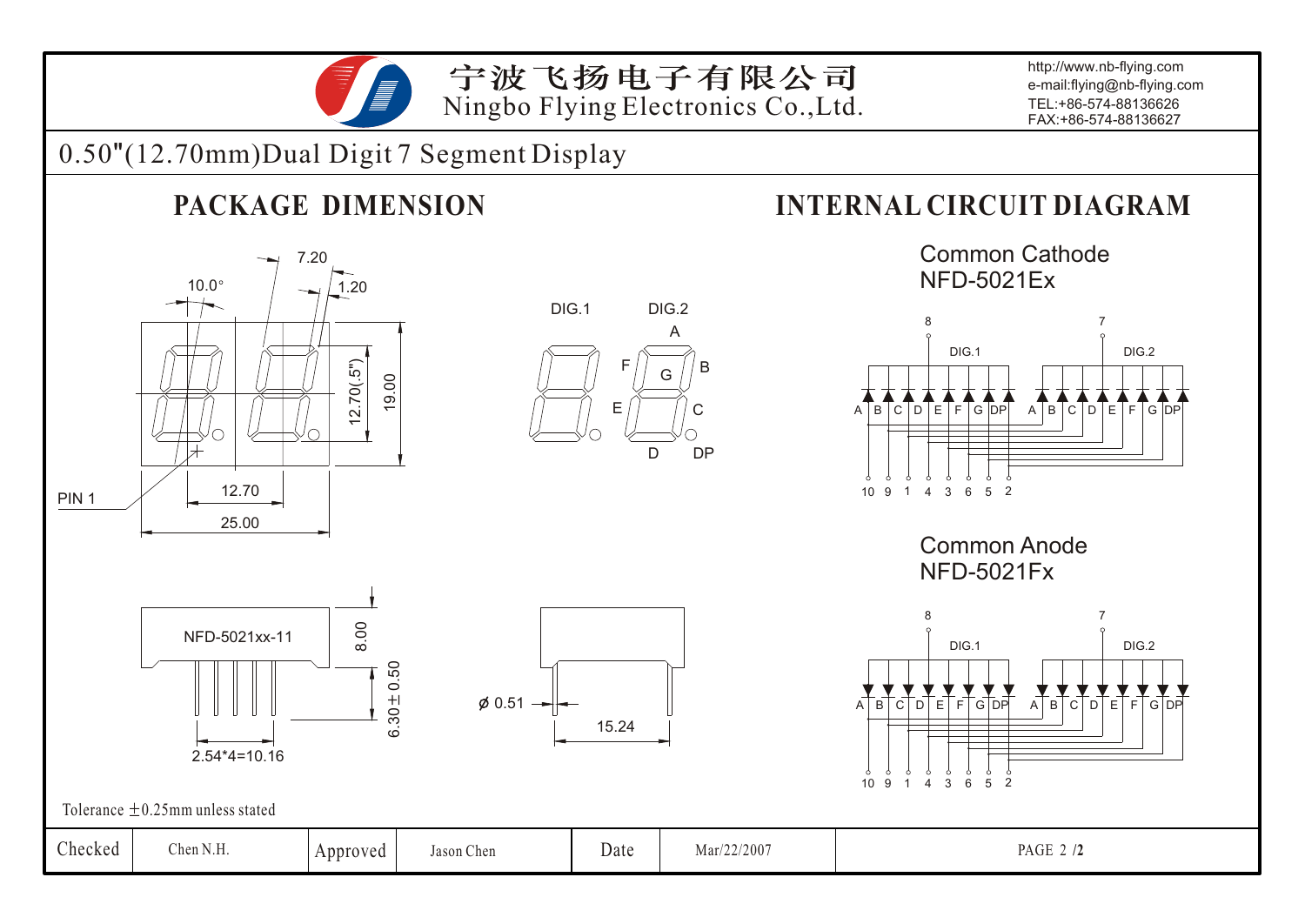宁波飞扬电子有限公司
Ningbo Flying Electronics Co.,Ltd.

http://www.nb-flying.com
e-mail:flying@nb-flying.com
TEL:+86-574-88136626
FAX:+86-574-88136627

# 0.50"(12.70mm)Dual Digit 7 Segment Display

## PACKAGE DIMENSION

7.20
10.0°
1.20
12.70(.5")
19.00
PIN 1
12.70
25.00

DIG.1
DIG.2
A
F
G
B
E
C
D
DP

NFD-5021xx-11
8.00
6.30±0.50
2.54*4=10.16
ø 0.51
15.24

Tolerance ±0.25mm unless stated

## INTERNAL CIRCUIT DIAGRAM

### Common Cathode
NFD-5021Ex

8
7
DIG.1
DIG.2
A B C D E F G DP
A B C D E F G DP
10 9 1 4 3 6 5 2

### Common Anode
NFD-5021Fx

8
7
DIG.1
DIG.2
A B C D E F G DP
A B C D E F G DP
10 9 1 4 3 6 5 2

| Checked | Chen N.H. | Approved | Jason Chen | Date | Mar/22/2007 | PAGE 2 /2 |
|---|---|---|---|---|---|---|